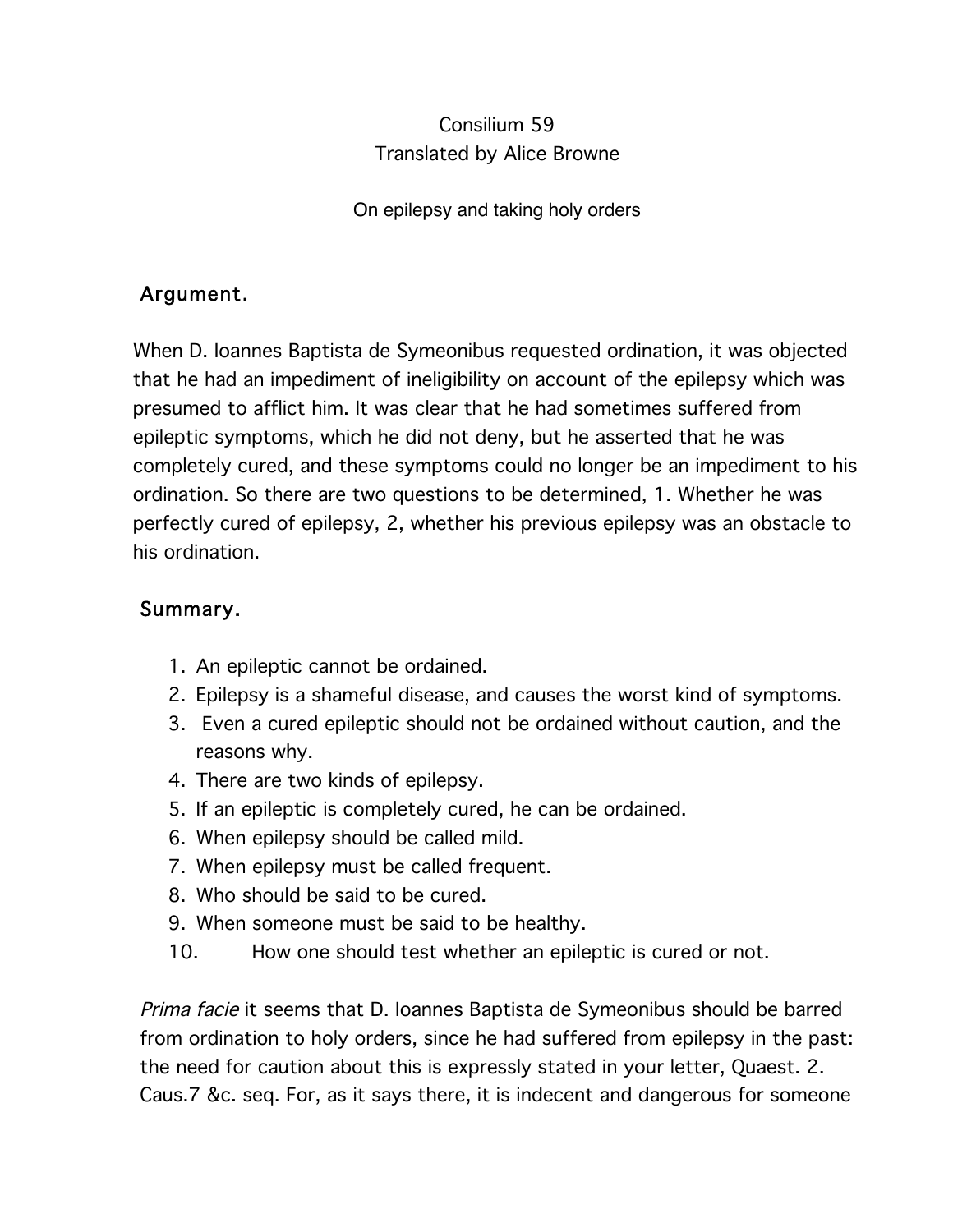Consilium 59

Translated by Alice Browne

On epilepsy and taking holy orders

## Argument.

When D. Ioannes Baptista de Symeonibus requested ordination, it was objected that he had an impediment of ineligibility on account of the epilepsy which was presumed to afflict him. It was clear that he had sometimes suffered from epileptic symptoms, which he did not deny, but he asserted that he was completely cured, and these symptoms could no longer be an impediment to his ordination. So there are two questions to be determined, 1. Whether he was perfectly cured of epilepsy, 2, whether his previous epilepsy was an obstacle to his ordination.

## Summary.

1. An epileptic cannot be ordained.
2. Epilepsy is a shameful disease, and causes the worst kind of symptoms.
3. Even a cured epileptic should not be ordained without caution, and the reasons why.
4. There are two kinds of epilepsy.
5. If an epileptic is completely cured, he can be ordained.
6. When epilepsy should be called mild.
7. When epilepsy must be called frequent.
8. Who should be said to be cured.
9. When someone must be said to be healthy.
10. How one should test whether an epileptic is cured or not.

*Prima facie* it seems that D. Ioannes Baptista de Symeonibus should be barred from ordination to holy orders, since he had suffered from epilepsy in the past: the need for caution about this is expressly stated in your letter, Quaest. 2. Caus.7 &c. seq. For, as it says there, it is indecent and dangerous for someone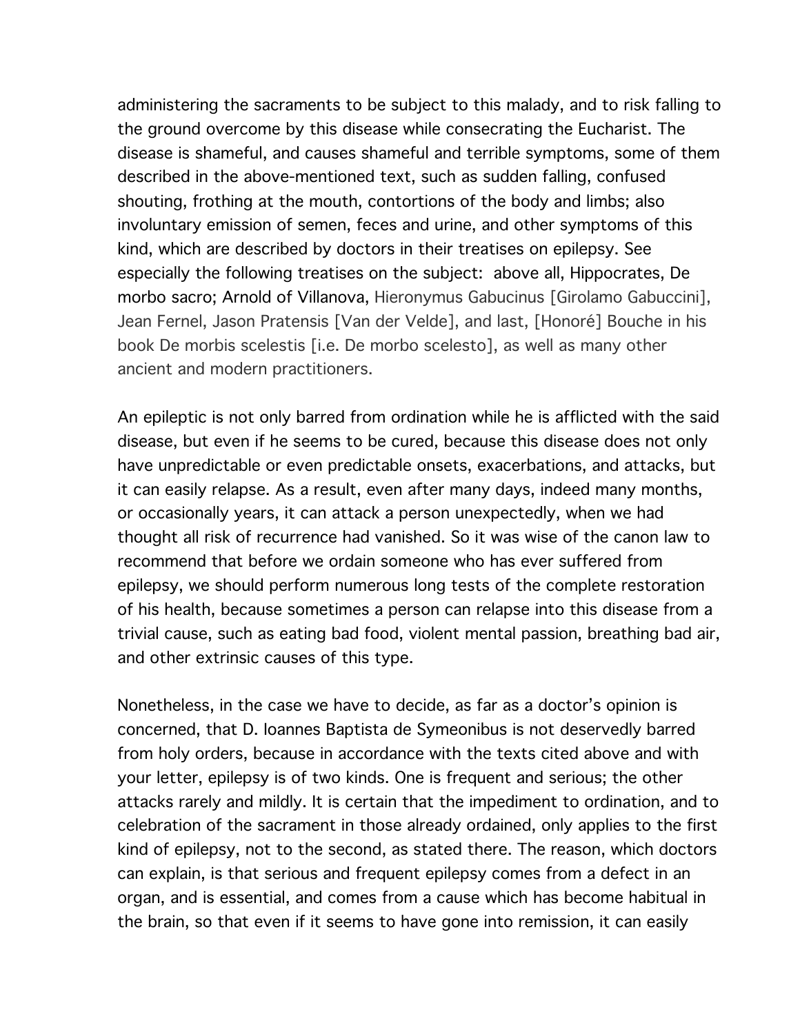administering the sacraments to be subject to this malady, and to risk falling to the ground overcome by this disease while consecrating the Eucharist. The disease is shameful, and causes shameful and terrible symptoms, some of them described in the above-mentioned text, such as sudden falling, confused shouting, frothing at the mouth, contortions of the body and limbs; also involuntary emission of semen, feces and urine, and other symptoms of this kind, which are described by doctors in their treatises on epilepsy. See especially the following treatises on the subject: above all, Hippocrates, De morbo sacro; Arnold of Villanova, Hieronymus Gabucinus [Girolamo Gabuccini], Jean Fernel, Jason Pratensis [Van der Velde], and last, [Honoré] Bouche in his book De morbis scelestis [i.e. De morbo scelesto], as well as many other ancient and modern practitioners.

An epileptic is not only barred from ordination while he is afflicted with the said disease, but even if he seems to be cured, because this disease does not only have unpredictable or even predictable onsets, exacerbations, and attacks, but it can easily relapse. As a result, even after many days, indeed many months, or occasionally years, it can attack a person unexpectedly, when we had thought all risk of recurrence had vanished. So it was wise of the canon law to recommend that before we ordain someone who has ever suffered from epilepsy, we should perform numerous long tests of the complete restoration of his health, because sometimes a person can relapse into this disease from a trivial cause, such as eating bad food, violent mental passion, breathing bad air, and other extrinsic causes of this type.

Nonetheless, in the case we have to decide, as far as a doctor's opinion is concerned, that D. Ioannes Baptista de Symeonibus is not deservedly barred from holy orders, because in accordance with the texts cited above and with your letter, epilepsy is of two kinds. One is frequent and serious; the other attacks rarely and mildly. It is certain that the impediment to ordination, and to celebration of the sacrament in those already ordained, only applies to the first kind of epilepsy, not to the second, as stated there. The reason, which doctors can explain, is that serious and frequent epilepsy comes from a defect in an organ, and is essential, and comes from a cause which has become habitual in the brain, so that even if it seems to have gone into remission, it can easily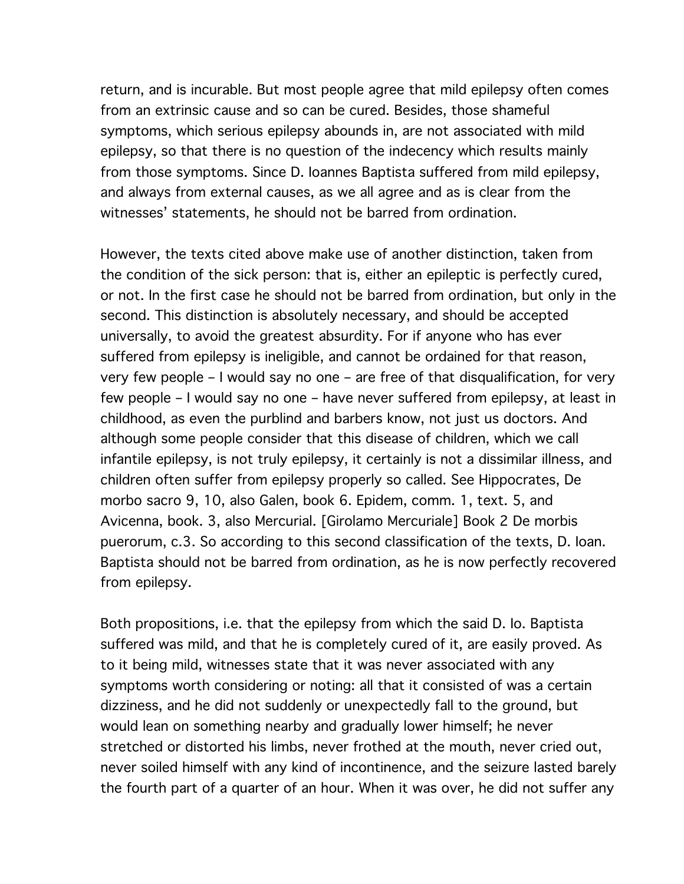return, and is incurable. But most people agree that mild epilepsy often comes from an extrinsic cause and so can be cured. Besides, those shameful symptoms, which serious epilepsy abounds in, are not associated with mild epilepsy, so that there is no question of the indecency which results mainly from those symptoms. Since D. Ioannes Baptista suffered from mild epilepsy, and always from external causes, as we all agree and as is clear from the witnesses' statements, he should not be barred from ordination.

However, the texts cited above make use of another distinction, taken from the condition of the sick person: that is, either an epileptic is perfectly cured, or not. In the first case he should not be barred from ordination, but only in the second. This distinction is absolutely necessary, and should be accepted universally, to avoid the greatest absurdity. For if anyone who has ever suffered from epilepsy is ineligible, and cannot be ordained for that reason, very few people – I would say no one – are free of that disqualification, for very few people – I would say no one – have never suffered from epilepsy, at least in childhood, as even the purblind and barbers know, not just us doctors. And although some people consider that this disease of children, which we call infantile epilepsy, is not truly epilepsy, it certainly is not a dissimilar illness, and children often suffer from epilepsy properly so called. See Hippocrates, De morbo sacro 9, 10, also Galen, book 6. Epidem, comm. 1, text. 5, and Avicenna, book. 3, also Mercurial. [Girolamo Mercuriale] Book 2 De morbis puerorum, c.3. So according to this second classification of the texts, D. Ioan. Baptista should not be barred from ordination, as he is now perfectly recovered from epilepsy.

Both propositions, i.e. that the epilepsy from which the said D. Io. Baptista suffered was mild, and that he is completely cured of it, are easily proved. As to it being mild, witnesses state that it was never associated with any symptoms worth considering or noting: all that it consisted of was a certain dizziness, and he did not suddenly or unexpectedly fall to the ground, but would lean on something nearby and gradually lower himself; he never stretched or distorted his limbs, never frothed at the mouth, never cried out, never soiled himself with any kind of incontinence, and the seizure lasted barely the fourth part of a quarter of an hour. When it was over, he did not suffer any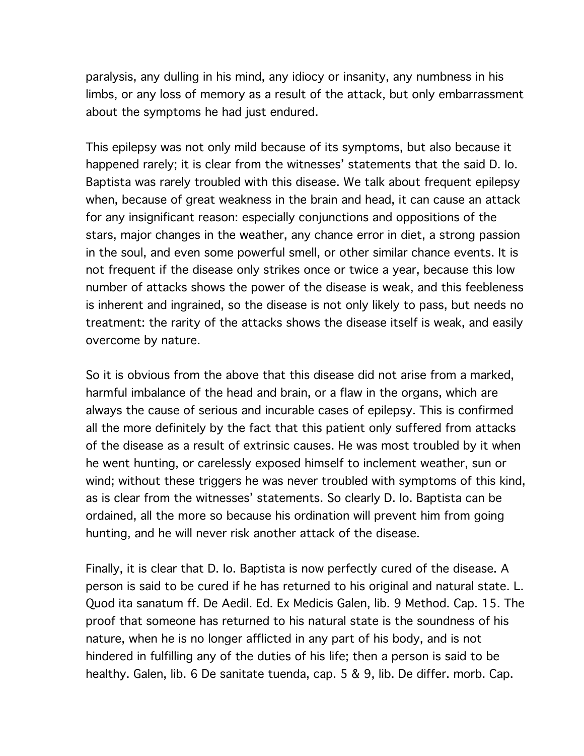paralysis, any dulling in his mind, any idiocy or insanity, any numbness in his limbs, or any loss of memory as a result of the attack, but only embarrassment about the symptoms he had just endured.

This epilepsy was not only mild because of its symptoms, but also because it happened rarely; it is clear from the witnesses' statements that the said D. Io. Baptista was rarely troubled with this disease. We talk about frequent epilepsy when, because of great weakness in the brain and head, it can cause an attack for any insignificant reason: especially conjunctions and oppositions of the stars, major changes in the weather, any chance error in diet, a strong passion in the soul, and even some powerful smell, or other similar chance events. It is not frequent if the disease only strikes once or twice a year, because this low number of attacks shows the power of the disease is weak, and this feebleness is inherent and ingrained, so the disease is not only likely to pass, but needs no treatment: the rarity of the attacks shows the disease itself is weak, and easily overcome by nature.

So it is obvious from the above that this disease did not arise from a marked, harmful imbalance of the head and brain, or a flaw in the organs, which are always the cause of serious and incurable cases of epilepsy. This is confirmed all the more definitely by the fact that this patient only suffered from attacks of the disease as a result of extrinsic causes. He was most troubled by it when he went hunting, or carelessly exposed himself to inclement weather, sun or wind; without these triggers he was never troubled with symptoms of this kind, as is clear from the witnesses' statements. So clearly D. Io. Baptista can be ordained, all the more so because his ordination will prevent him from going hunting, and he will never risk another attack of the disease.

Finally, it is clear that D. Io. Baptista is now perfectly cured of the disease. A person is said to be cured if he has returned to his original and natural state. L. Quod ita sanatum ff. De Aedil. Ed. Ex Medicis Galen, lib. 9 Method. Cap. 15. The proof that someone has returned to his natural state is the soundness of his nature, when he is no longer afflicted in any part of his body, and is not hindered in fulfilling any of the duties of his life; then a person is said to be healthy. Galen, lib. 6 De sanitate tuenda, cap. 5 & 9, lib. De differ. morb. Cap.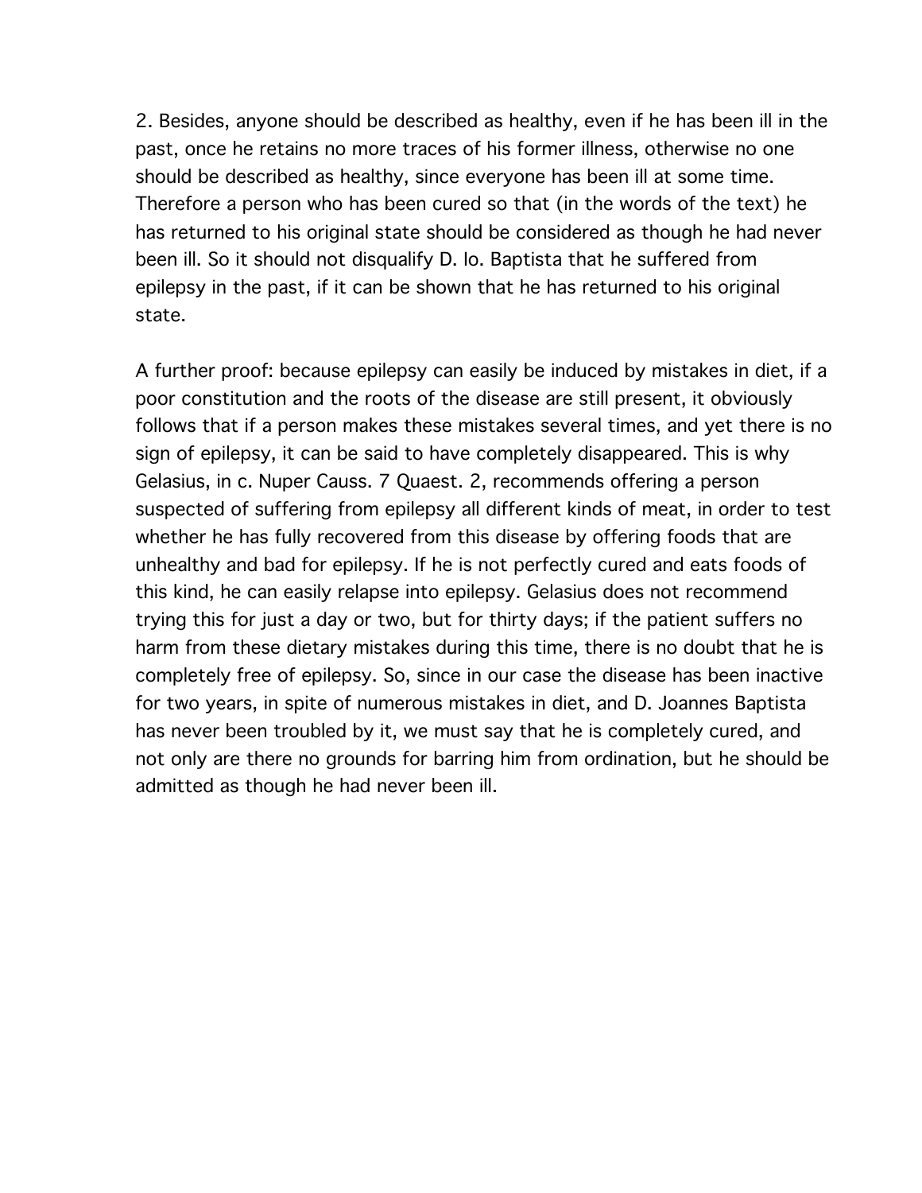2. Besides, anyone should be described as healthy, even if he has been ill in the past, once he retains no more traces of his former illness, otherwise no one should be described as healthy, since everyone has been ill at some time. Therefore a person who has been cured so that (in the words of the text) he has returned to his original state should be considered as though he had never been ill. So it should not disqualify D. Io. Baptista that he suffered from epilepsy in the past, if it can be shown that he has returned to his original state.

A further proof: because epilepsy can easily be induced by mistakes in diet, if a poor constitution and the roots of the disease are still present, it obviously follows that if a person makes these mistakes several times, and yet there is no sign of epilepsy, it can be said to have completely disappeared. This is why Gelasius, in c. Nuper Causs. 7 Quaest. 2, recommends offering a person suspected of suffering from epilepsy all different kinds of meat, in order to test whether he has fully recovered from this disease by offering foods that are unhealthy and bad for epilepsy. If he is not perfectly cured and eats foods of this kind, he can easily relapse into epilepsy. Gelasius does not recommend trying this for just a day or two, but for thirty days; if the patient suffers no harm from these dietary mistakes during this time, there is no doubt that he is completely free of epilepsy. So, since in our case the disease has been inactive for two years, in spite of numerous mistakes in diet, and D. Joannes Baptista has never been troubled by it, we must say that he is completely cured, and not only are there no grounds for barring him from ordination, but he should be admitted as though he had never been ill.